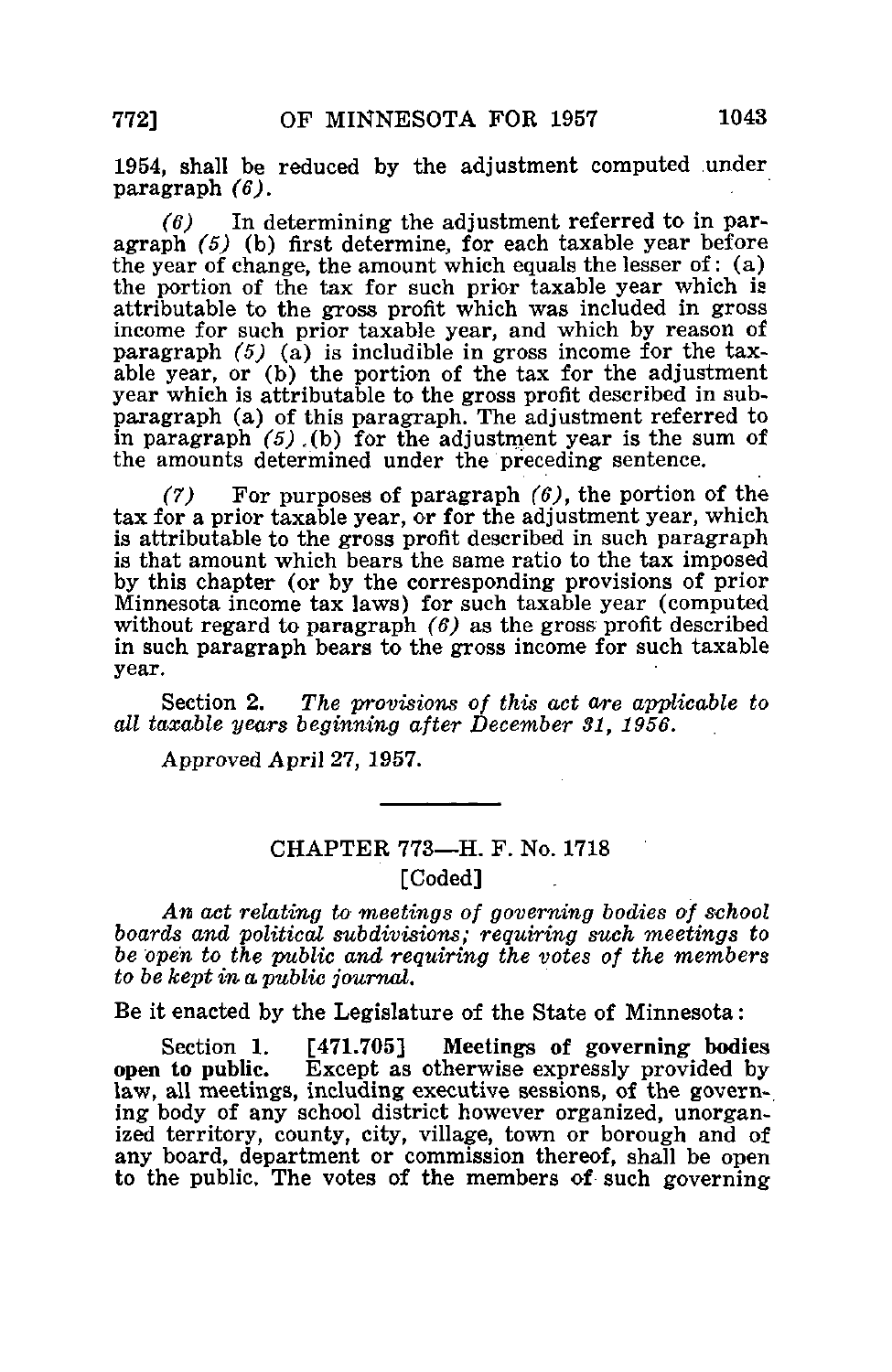1954, shall be reduced by the adjustment computed under paragraph *(6)*.

*(6)* In determining the adjustment referred to in paragraph *(5)* (b) first determine, for each taxable year before the year of change, the amount which equals the lesser of: (a) the portion of the tax for such prior taxable year which is attributable to the gross profit which was included in gross income for such prior taxable year, and which by reason of paragraph *(5)* (a) is includible in gross income for the taxable year, or (b) the portion of the tax for the adjustment year which is attributable to the gross profit described in subparagraph (a) of this paragraph. The adjustment referred to in paragraph *(5)* (b) for the adjustment year is the sum of the amounts determined under the preceding sentence.

*(7)* For purposes of paragraph *(6)*, the portion of the tax for a prior taxable year, or for the adjustment year, which is attributable to the gross profit described in such paragraph is that amount which bears the same ratio to the tax imposed by this chapter (or by the corresponding provisions of prior Minnesota income tax laws) for such taxable year (computed without regard to paragraph *(6)* as the gross profit described in such paragraph bears to the gross income for such taxable year.

Section 2. *The provisions of this act are applicable to all taxable years beginning after December 31, 1956.*

Approved April 27, 1957.

---

## CHAPTER 773—H. F. No. 1718

[Coded]

*An act relating to meetings of governing bodies of school boards and political subdivisions; requiring such meetings to be open to the public and requiring the votes of the members to be kept in a public journal.*

Be it enacted by the Legislature of the State of Minnesota:

Section 1. [471.705] **Meetings of governing bodies open to public.** Except as otherwise expressly provided by law, all meetings, including executive sessions, of the governing body of any school district however organized, unorganized territory, county, city, village, town or borough and of any board, department or commission thereof, shall be open to the public. The votes of the members of such governing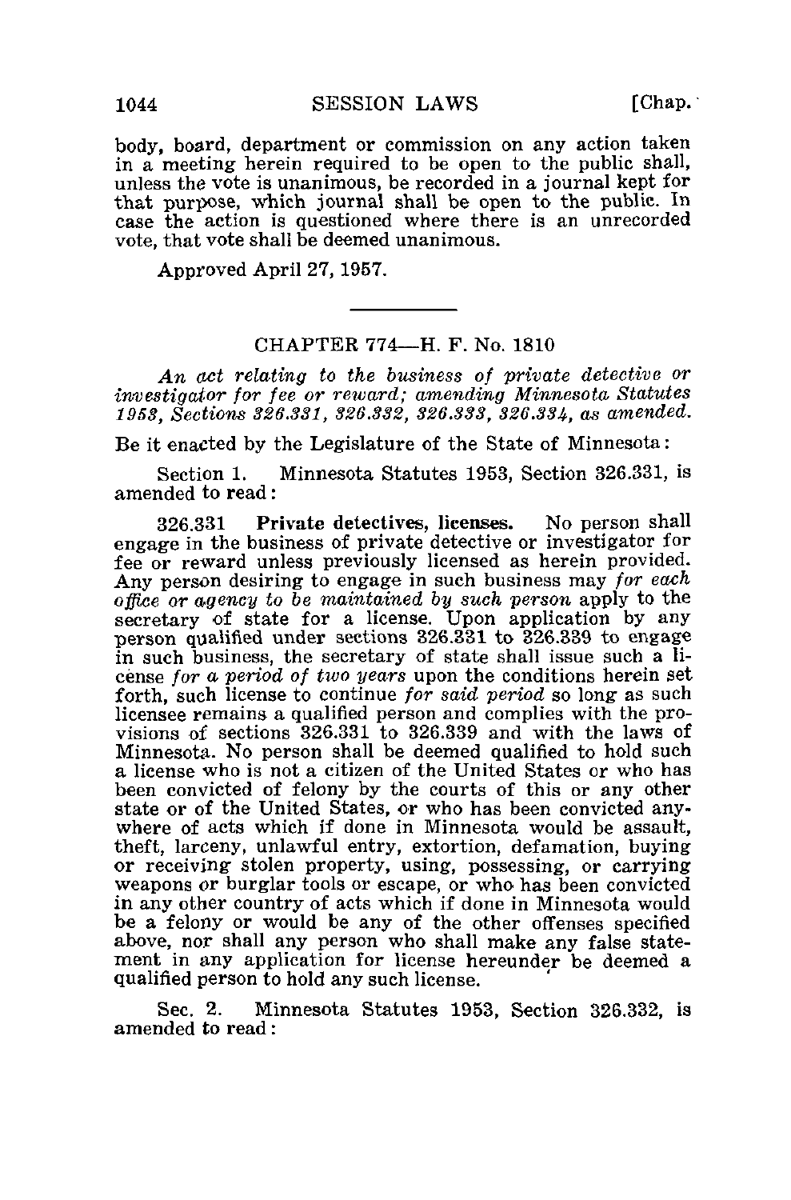body, board, department or commission on any action taken in a meeting herein required to be open to the public shall, unless the vote is unanimous, be recorded in a journal kept for that purpose, which journal shall be open to the public. In case the action is questioned where there is an unrecorded vote, that vote shall be deemed unanimous.

Approved April 27, 1957.

---

## CHAPTER 774—H. F. No. 1810

*An act relating to the business of private detective or investigator for fee or reward; amending Minnesota Statutes 1953, Sections 326.331, 326.332, 326.333, 326.334, as amended.*

Be it enacted by the Legislature of the State of Minnesota:

Section 1. Minnesota Statutes 1953, Section 326.331, is amended to read:

326.331 **Private detectives, licenses.** No person shall engage in the business of private detective or investigator for fee or reward unless previously licensed as herein provided. Any person desiring to engage in such business may *for each office or agency to be maintained by such person* apply to the secretary of state for a license. Upon application by any person qualified under sections 326.331 to 326.339 to engage in such business, the secretary of state shall issue such a license *for a period of two years* upon the conditions herein set forth, such license to continue *for said period* so long as such licensee remains a qualified person and complies with the provisions of sections 326.331 to 326.339 and with the laws of Minnesota. No person shall be deemed qualified to hold such a license who is not a citizen of the United States or who has been convicted of felony by the courts of this or any other state or of the United States, or who has been convicted anywhere of acts which if done in Minnesota would be assault, theft, larceny, unlawful entry, extortion, defamation, buying or receiving stolen property, using, possessing, or carrying weapons or burglar tools or escape, or who has been convicted in any other country of acts which if done in Minnesota would be a felony or would be any of the other offenses specified above, nor shall any person who shall make any false statement in any application for license hereunder be deemed a qualified person to hold any such license.

Sec. 2. Minnesota Statutes 1953, Section 326.332, is amended to read: